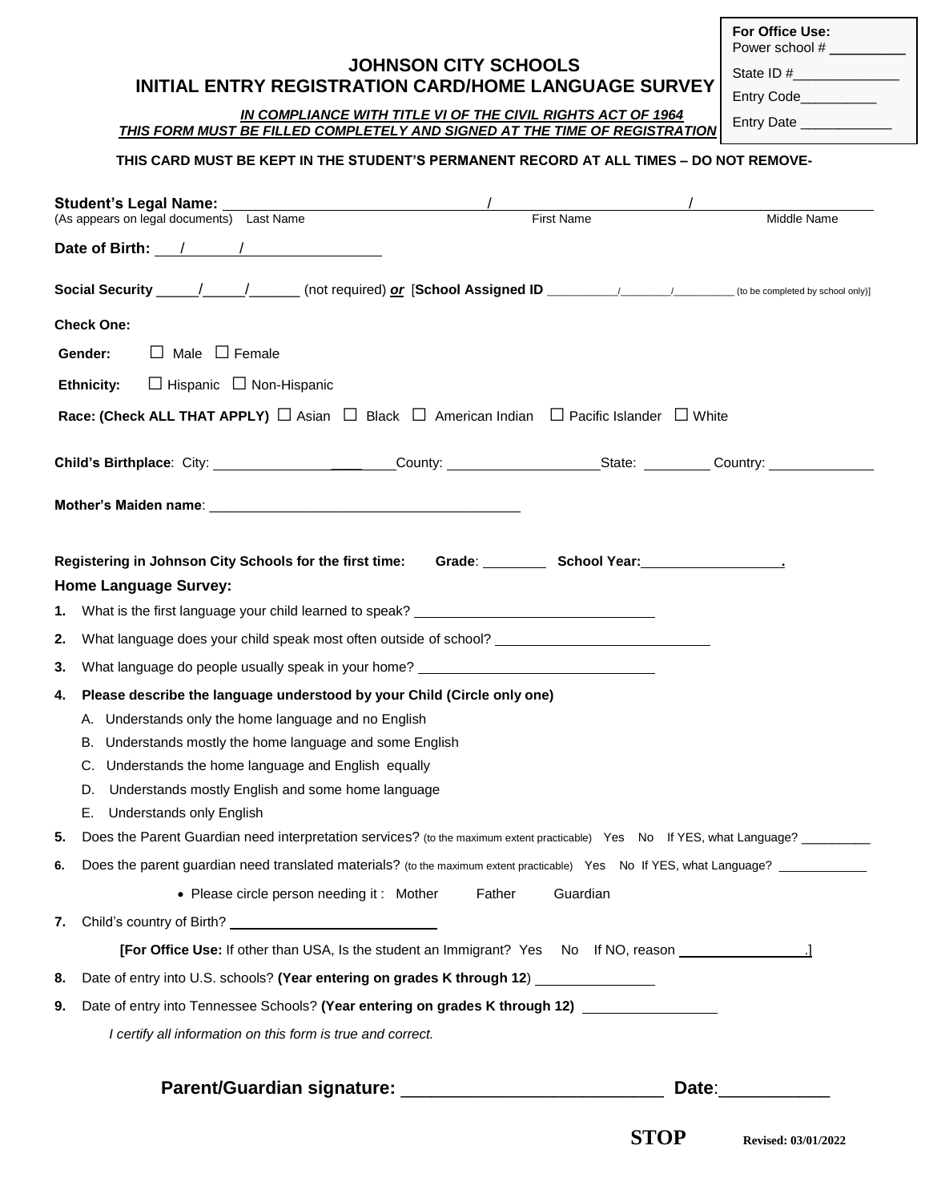**For Office Use:**
Power school # ___________

State ID #______________

Entry Code__________

Entry Date ____________

# JOHNSON CITY SCHOOLS
## INITIAL ENTRY REGISTRATION CARD/HOME LANGUAGE SURVEY

***IN COMPLIANCE WITH TITLE VI OF THE CIVIL RIGHTS ACT OF 1964***
***THIS FORM MUST BE FILLED COMPLETELY AND SIGNED AT THE TIME OF REGISTRATION***

**THIS CARD MUST BE KEPT IN THE STUDENT'S PERMANENT RECORD AT ALL TIMES – DO NOT REMOVE-**

**Student's Legal Name:** ______________________ / ______________________ / ______________________
(As appears on legal documents) Last Name First Name Middle Name

**Date of Birth:** ___/______/________________

**Social Security** _____/_____/______ (not required) ***or*** [**School Assigned ID** __________/________/__________ (to be completed by school only)]

**Check One:**

**Gender:** ☐ Male ☐ Female

**Ethnicity:** ☐ Hispanic ☐ Non-Hispanic

**Race: (Check ALL THAT APPLY)** ☐ Asian ☐ Black ☐ American Indian ☐ Pacific Islander ☐ White

**Child's Birthplace**: City: ____________________ County: ____________________ State: _________ Country: ______________

**Mother's Maiden name**: ________________________________________

**Registering in Johnson City Schools for the first time: Grade**: _________ **School Year:**__________________.

### Home Language Survey:

1. What is the first language your child learned to speak? ______________________________
2. What language does your child speak most often outside of school? ______________________________
3. What language do people usually speak in your home? ______________________________
4. **Please describe the language understood by your Child (Circle only one)**
   - A. Understands only the home language and no English
   - B. Understands mostly the home language and some English
   - C. Understands the home language and English equally
   - D. Understands mostly English and some home language
   - E. Understands only English
5. Does the Parent Guardian need interpretation services? (to the maximum extent practicable) Yes No If YES, what Language? _________
6. Does the parent guardian need translated materials? (to the maximum extent practicable) Yes No If YES, what Language? ____________
   - Please circle person needing it : Mother Father Guardian
7. Child's country of Birth? __________________________

   **[For Office Use:** If other than USA, Is the student an Immigrant? Yes No If NO, reason _________________.]
8. Date of entry into U.S. schools? **(Year entering on grades K through 12**) _______________
9. Date of entry into Tennessee Schools? **(Year entering on grades K through 12)** _________________

*I certify all information on this form is true and correct.*

**Parent/Guardian signature:** ___________________________ **Date**:___________

**STOP** **Revised: 03/01/2022**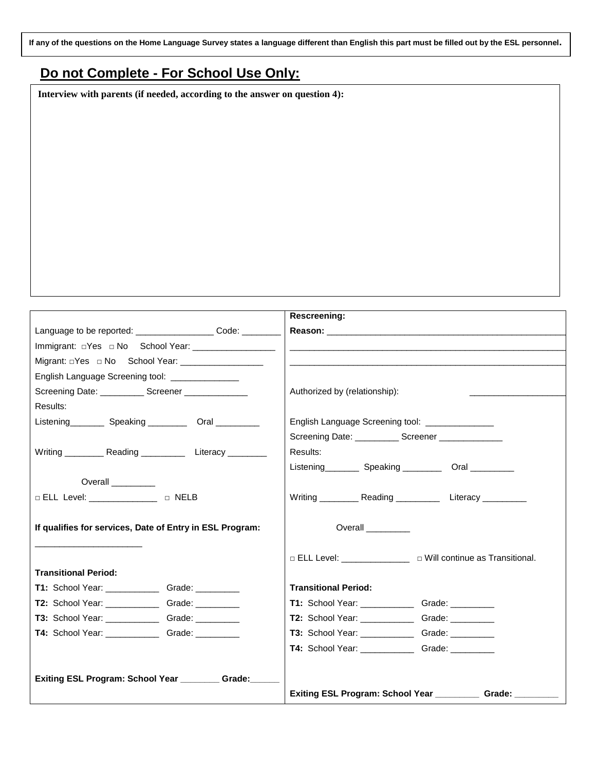**If any of the questions on the Home Language Survey states a language different than English this part must be filled out by the ESL personnel.**

## Do not Complete - For School Use Only:

**Interview with parents (if needed, according to the answer on question 4):**

| | |
|---|---|
| | **Rescreening:** |
| Language to be reported: ________________ Code: ________ | **Reason:** ______________________________________________ |
| Immigrant: □Yes □ No School Year: _________________ | ______________________________________________________ |
| Migrant: □Yes □ No School Year: _________________ | ______________________________________________________ |
| English Language Screening tool: ______________ | |
| Screening Date: _________ Screener _____________ | Authorized by (relationship): ___________________ |
| Results: | |
| Listening_______ Speaking ________ Oral _________ | English Language Screening tool: ______________ |
| | Screening Date: _________ Screener _____________ |
| Writing ________ Reading _________ Literacy ________ | Results: |
| | Listening_______ Speaking ________ Oral _________ |
| Overall _________ | |
| □ ELL Level: ______________ □ NELB | Writing ________ Reading _________ Literacy _________ |
| | |
| **If qualifies for services, Date of Entry in ESL Program:** | Overall _________ |
| ______________________ | |
| | □ ELL Level: ______________ □ Will continue as Transitional. |
| **Transitional Period:** | |
| **T1:** School Year: ___________ Grade: _________ | **Transitional Period:** |
| **T2:** School Year: ___________ Grade: _________ | **T1:** School Year: ___________ Grade: _________ |
| **T3:** School Year: ___________ Grade: _________ | **T2:** School Year: ___________ Grade: _________ |
| **T4:** School Year: ___________ Grade: _________ | **T3:** School Year: ___________ Grade: _________ |
| | **T4:** School Year: ___________ Grade: _________ |
| | |
| **Exiting ESL Program: School Year ________ Grade:______** | |
| | **Exiting ESL Program: School Year _________ Grade: _________** |